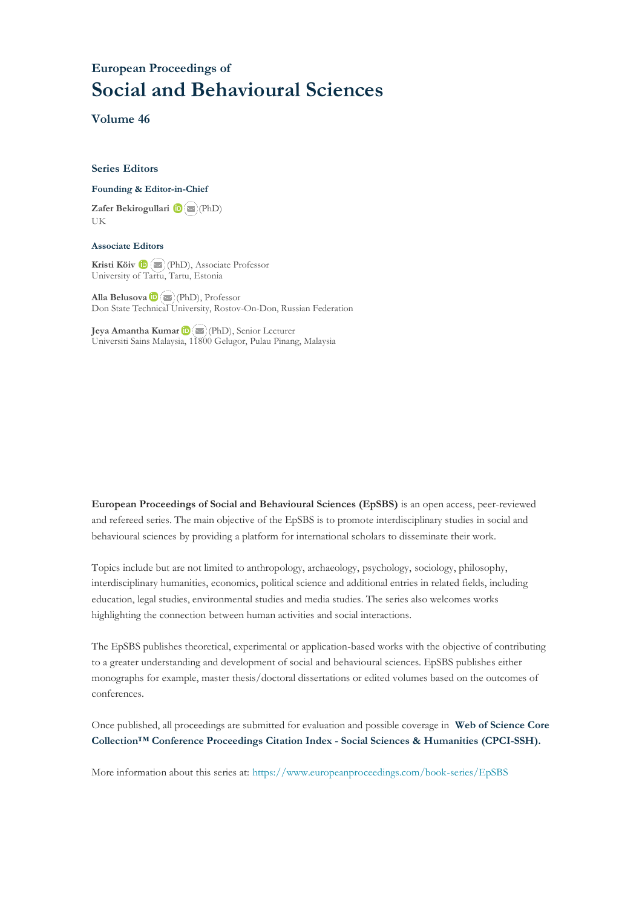## European Proceedings of

# Social and Behavioural Sciences

### Volume 46

### Series Editors

**Founding & Editor-in-Chief**

**Zafer Bekirogullari** (PhD)
UK

**Associate Editors**

**Kristi Köiv** (PhD), Associate Professor
University of Tartu, Tartu, Estonia

**Alla Belusova** (PhD), Professor
Don State Technical University, Rostov-On-Don, Russian Federation

**Jeya Amantha Kumar** (PhD), Senior Lecturer
Universiti Sains Malaysia, 11800 Gelugor, Pulau Pinang, Malaysia

**European Proceedings of Social and Behavioural Sciences (EpSBS)** is an open access, peer-reviewed and refereed series. The main objective of the EpSBS is to promote interdisciplinary studies in social and behavioural sciences by providing a platform for international scholars to disseminate their work.

Topics include but are not limited to anthropology, archaeology, psychology, sociology, philosophy, interdisciplinary humanities, economics, political science and additional entries in related fields, including education, legal studies, environmental studies and media studies. The series also welcomes works highlighting the connection between human activities and social interactions.

The EpSBS publishes theoretical, experimental or application-based works with the objective of contributing to a greater understanding and development of social and behavioural sciences. EpSBS publishes either monographs for example, master thesis/doctoral dissertations or edited volumes based on the outcomes of conferences.

Once published, all proceedings are submitted for evaluation and possible coverage in **Web of Science Core Collection™ Conference Proceedings Citation Index - Social Sciences & Humanities (CPCI-SSH).**

More information about this series at: https://www.europeanproceedings.com/book-series/EpSBS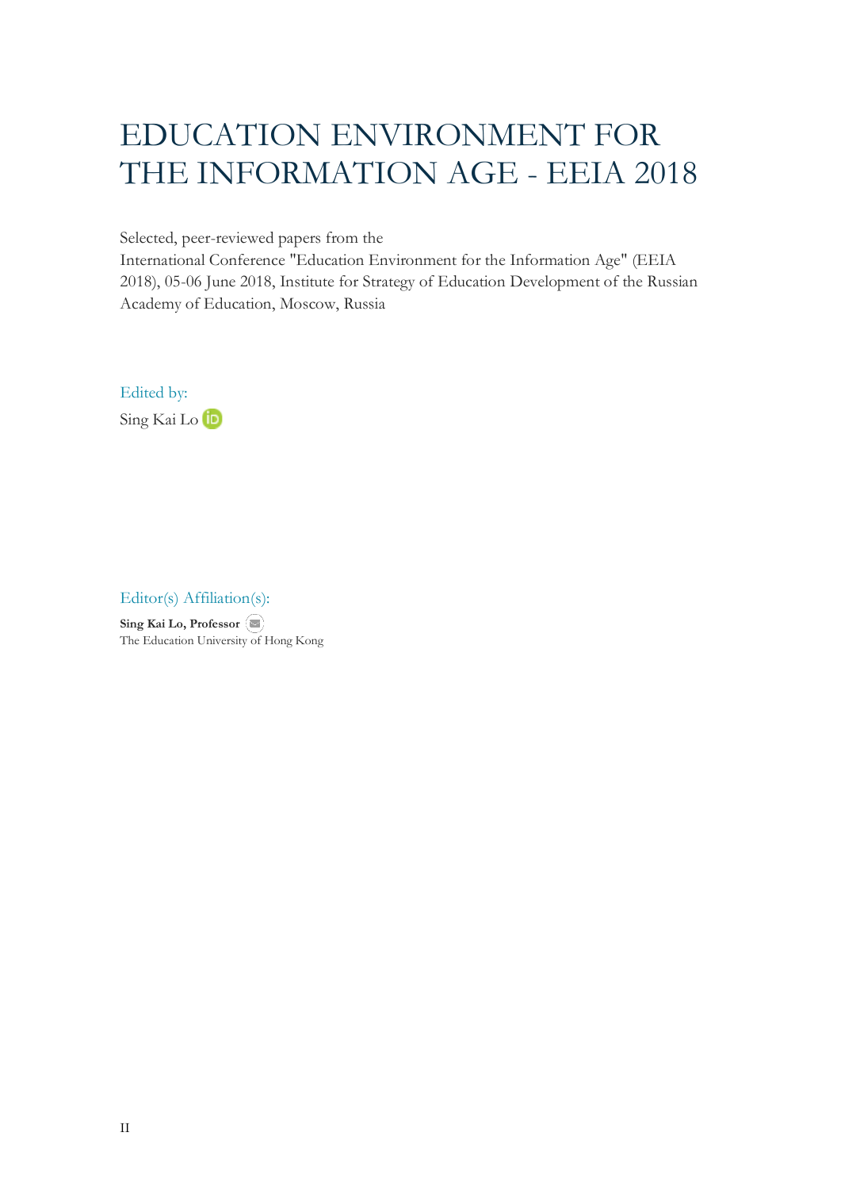# EDUCATION ENVIRONMENT FOR THE INFORMATION AGE - EEIA 2018

Selected, peer-reviewed papers from the
International Conference "Education Environment for the Information Age" (EEIA 2018), 05-06 June 2018, Institute for Strategy of Education Development of the Russian Academy of Education, Moscow, Russia

Edited by:

Sing Kai Lo

Editor(s) Affiliation(s):

**Sing Kai Lo, Professor**
The Education University of Hong Kong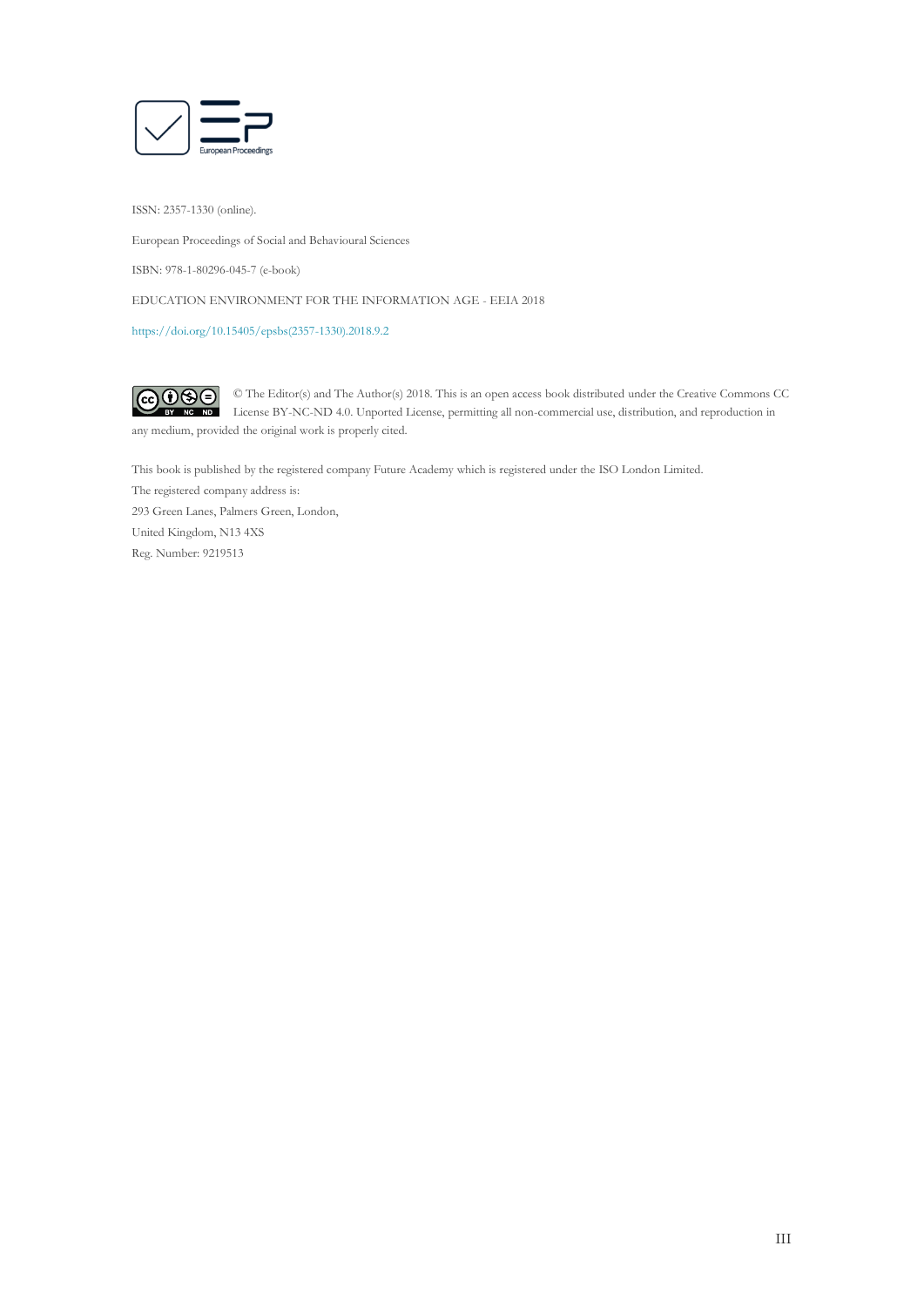ISSN: 2357-1330 (online).

European Proceedings of Social and Behavioural Sciences

ISBN: 978-1-80296-045-7 (e-book)

EDUCATION ENVIRONMENT FOR THE INFORMATION AGE - EEIA 2018

https://doi.org/10.15405/epsbs(2357-1330).2018.9.2

© The Editor(s) and The Author(s) 2018. This is an open access book distributed under the Creative Commons CC License BY-NC-ND 4.0. Unported License, permitting all non-commercial use, distribution, and reproduction in any medium, provided the original work is properly cited.

This book is published by the registered company Future Academy which is registered under the ISO London Limited.
The registered company address is:
293 Green Lanes, Palmers Green, London,
United Kingdom, N13 4XS
Reg. Number: 9219513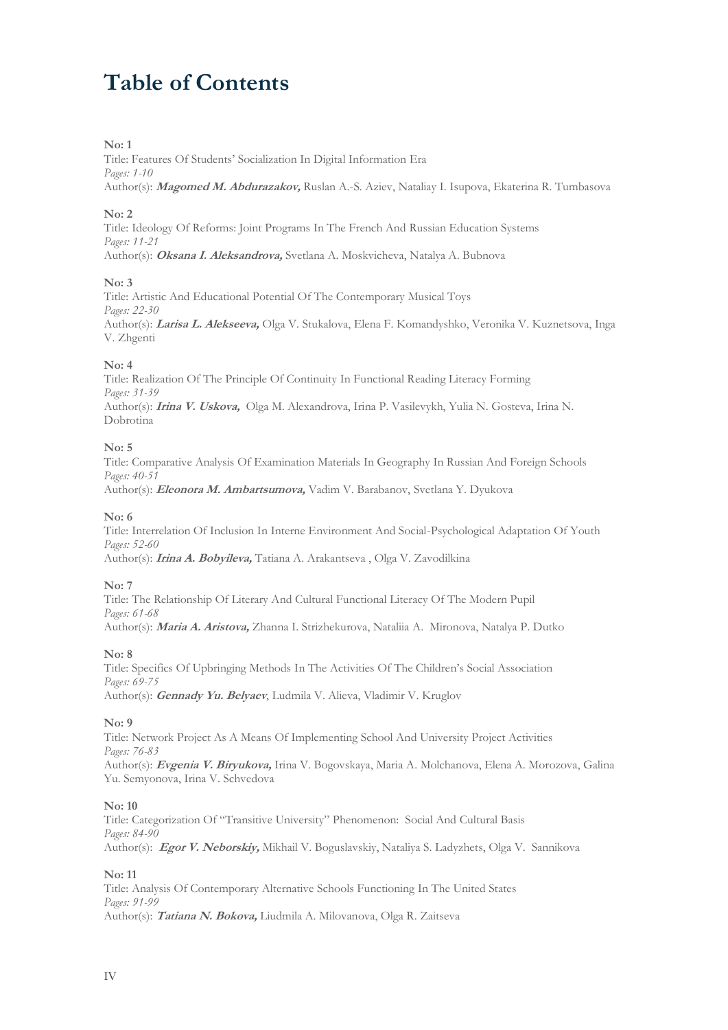# Table of Contents

**No: 1**
Title: Features Of Students' Socialization In Digital Information Era
*Pages: 1-10*
Author(s): ***Magomed M. Abdurazakov,*** Ruslan A.-S. Aziev, Nataliay I. Isupova, Ekaterina R. Tumbasova

**No: 2**
Title: Ideology Of Reforms: Joint Programs In The French And Russian Education Systems
*Pages: 11-21*
Author(s): ***Oksana I. Aleksandrova,*** Svetlana A. Moskvicheva, Natalya A. Bubnova

**No: 3**
Title: Artistic And Educational Potential Of The Contemporary Musical Toys
*Pages: 22-30*
Author(s): ***Larisa L. Alekseeva,*** Olga V. Stukalova, Elena F. Komandyshko, Veronika V. Kuznetsova, Inga V. Zhgenti

**No: 4**
Title: Realization Of The Principle Of Continuity In Functional Reading Literacy Forming
*Pages: 31-39*
Author(s): ***Irina V. Uskova,*** Olga M. Alexandrova, Irina P. Vasilevykh, Yulia N. Gosteva, Irina N. Dobrotina

**No: 5**
Title: Comparative Analysis Of Examination Materials In Geography In Russian And Foreign Schools
*Pages: 40-51*
Author(s): ***Eleonora M. Ambartsumova,*** Vadim V. Barabanov, Svetlana Y. Dyukova

**No: 6**
Title: Interrelation Of Inclusion In Interne Environment And Social-Psychological Adaptation Of Youth
*Pages: 52-60*
Author(s): ***Irina A. Bobyileva,*** Tatiana A. Arakantseva , Olga V. Zavodilkina

**No: 7**
Title: The Relationship Of Literary And Cultural Functional Literacy Of The Modern Pupil
*Pages: 61-68*
Author(s): ***Maria A. Aristova,*** Zhanna I. Strizhekurova, Nataliia A. Mironova, Natalya P. Dutko

**No: 8**
Title: Specifics Of Upbringing Methods In The Activities Of The Children's Social Association
*Pages: 69-75*
Author(s): ***Gennady Yu. Belyaev***, Ludmila V. Alieva, Vladimir V. Kruglov

**No: 9**
Title: Network Project As A Means Of Implementing School And University Project Activities
*Pages: 76-83*
Author(s): ***Evgenia V. Biryukova,*** Irina V. Bogovskaya, Maria A. Molchanova, Elena A. Morozova, Galina Yu. Semyonova, Irina V. Schvedova

**No: 10**
Title: Categorization Of "Transitive University" Phenomenon: Social And Cultural Basis
*Pages: 84-90*
Author(s): ***Egor V. Neborskiy,*** Mikhail V. Boguslavskiy, Nataliya S. Ladyzhets, Olga V. Sannikova

**No: 11**
Title: Analysis Of Contemporary Alternative Schools Functioning In The United States
*Pages: 91-99*
Author(s): ***Tatiana N. Bokova,*** Liudmila A. Milovanova, Olga R. Zaitseva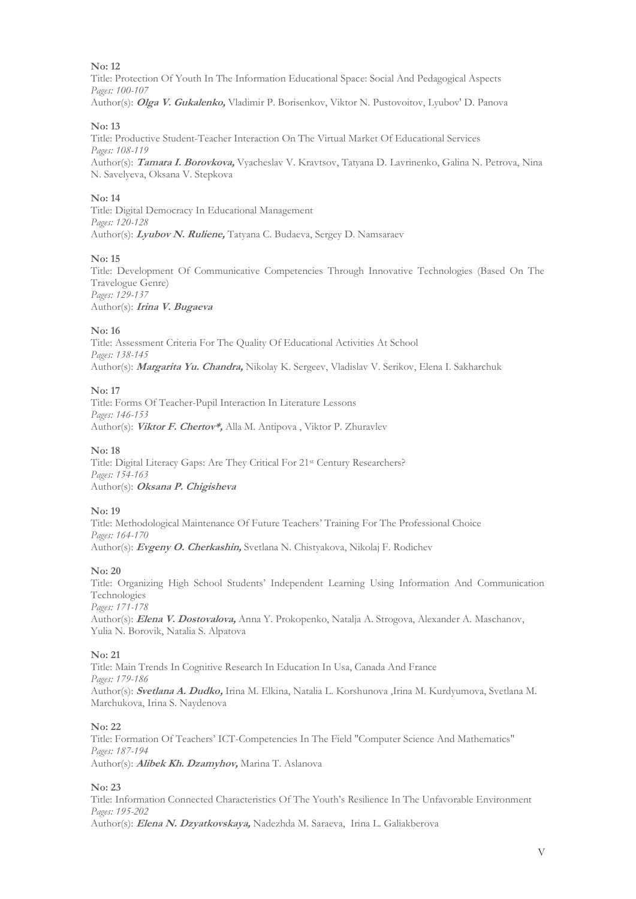**No: 12**

Title: Protection Of Youth In The Information Educational Space: Social And Pedagogical Aspects
*Pages: 100-107*
Author(s): ***Olga V. Gukalenko,*** Vladimir P. Borisenkov, Viktor N. Pustovoitov, Lyubov' D. Panova

**No: 13**

Title: Productive Student-Teacher Interaction On The Virtual Market Of Educational Services
*Pages: 108-119*
Author(s): ***Tamara I. Borovkova,*** Vyacheslav V. Kravtsov, Tatyana D. Lavrinenko, Galina N. Petrova, Nina N. Savelyeva, Oksana V. Stepkova

**No: 14**

Title: Digital Democracy In Educational Management
*Pages: 120-128*
Author(s): ***Lyubov N. Ruliene,*** Tatyana C. Budaeva, Sergey D. Namsaraev

**No: 15**

Title: Development Of Communicative Competencies Through Innovative Technologies (Based On The Travelogue Genre)
*Pages: 129-137*
Author(s): ***Irina V. Bugaeva***

**No: 16**

Title: Assessment Criteria For The Quality Of Educational Activities At School
*Pages: 138-145*
Author(s): ***Margarita Yu. Chandra,*** Nikolay K. Sergeev, Vladislav V. Serikov, Elena I. Sakharchuk

**No: 17**

Title: Forms Of Teacher-Pupil Interaction In Literature Lessons
*Pages: 146-153*
Author(s): ***Viktor F. Chertov*,*** Alla M. Antipova , Viktor P. Zhuravlev

**No: 18**

Title: Digital Literacy Gaps: Are They Critical For 21st Century Researchers?
*Pages: 154-163*
Author(s): ***Oksana P. Chigisheva***

**No: 19**

Title: Methodological Maintenance Of Future Teachers' Training For The Professional Choice
*Pages: 164-170*
Author(s): ***Evgeny O. Cherkashin,*** Svetlana N. Chistyakova, Nikolaj F. Rodichev

**No: 20**

Title: Organizing High School Students' Independent Learning Using Information And Communication Technologies
*Pages: 171-178*
Author(s): ***Elena V. Dostovalova,*** Anna Y. Prokopenko, Natalja A. Strogova, Alexander A. Maschanov, Yulia N. Borovik, Natalia S. Alpatova

**No: 21**

Title: Main Trends In Cognitive Research In Education In Usa, Canada And France
*Pages: 179-186*
Author(s): ***Svetlana A. Dudko,*** Irina M. Elkina, Natalia L. Korshunova ,Irina M. Kurdyumova, Svetlana M. Marchukova, Irina S. Naydenova

**No: 22**

Title: Formation Of Teachers' ICT-Competencies In The Field "Computer Science And Mathematics"
*Pages: 187-194*
Author(s): ***Alibek Kh. Dzamyhov,*** Marina T. Aslanova

**No: 23**

Title: Information Connected Characteristics Of The Youth's Resilience In The Unfavorable Environment
*Pages: 195-202*
Author(s): ***Elena N. Dzyatkovskaya,*** Nadezhda M. Saraeva, Irina L. Galiakberova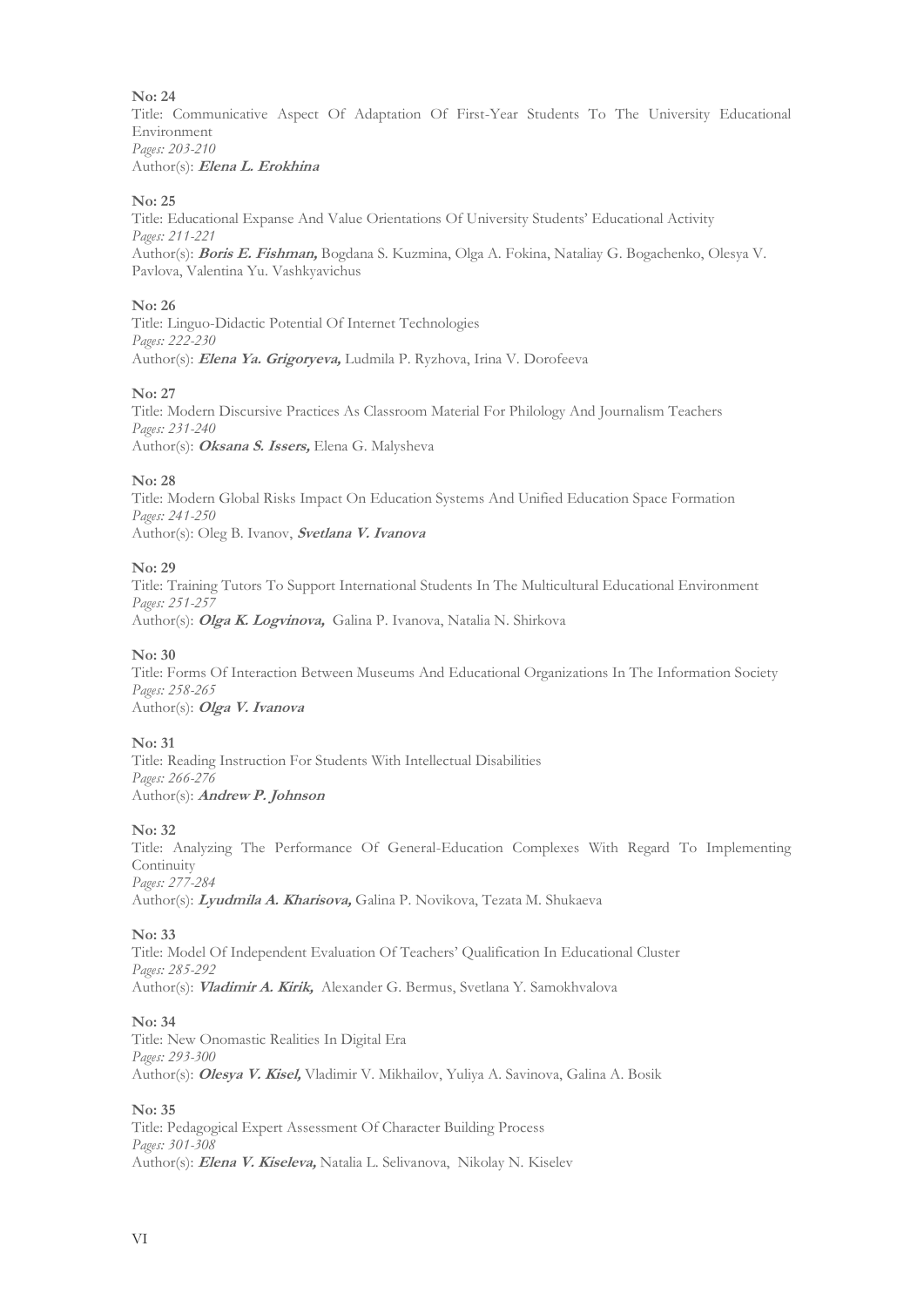**No: 24**
Title: Communicative Aspect Of Adaptation Of First-Year Students To The University Educational Environment
*Pages: 203-210*
Author(s): ***Elena L. Erokhina***

**No: 25**
Title: Educational Expanse And Value Orientations Of University Students' Educational Activity
*Pages: 211-221*
Author(s): ***Boris E. Fishman,*** Bogdana S. Kuzmina, Olga A. Fokina, Nataliay G. Bogachenko, Olesya V. Pavlova, Valentina Yu. Vashkyavichus

**No: 26**
Title: Linguo-Didactic Potential Of Internet Technologies
*Pages: 222-230*
Author(s): ***Elena Ya. Grigoryeva,*** Ludmila P. Ryzhova, Irina V. Dorofeeva

**No: 27**
Title: Modern Discursive Practices As Classroom Material For Philology And Journalism Teachers
*Pages: 231-240*
Author(s): ***Oksana S. Issers,*** Elena G. Malysheva

**No: 28**
Title: Modern Global Risks Impact On Education Systems And Unified Education Space Formation
*Pages: 241-250*
Author(s): Oleg B. Ivanov, ***Svetlana V. Ivanova***

**No: 29**
Title: Training Tutors To Support International Students In The Multicultural Educational Environment
*Pages: 251-257*
Author(s): ***Olga K. Logvinova,*** Galina P. Ivanova, Natalia N. Shirkova

**No: 30**
Title: Forms Of Interaction Between Museums And Educational Organizations In The Information Society
*Pages: 258-265*
Author(s): ***Olga V. Ivanova***

**No: 31**
Title: Reading Instruction For Students With Intellectual Disabilities
*Pages: 266-276*
Author(s): ***Andrew P. Johnson***

**No: 32**
Title: Analyzing The Performance Of General-Education Complexes With Regard To Implementing Continuity
*Pages: 277-284*
Author(s): ***Lyudmila A. Kharisova,*** Galina P. Novikova, Tezata M. Shukaeva

**No: 33**
Title: Model Of Independent Evaluation Of Teachers' Qualification In Educational Cluster
*Pages: 285-292*
Author(s): ***Vladimir A. Kirik,*** Alexander G. Bermus, Svetlana Y. Samokhvalova

**No: 34**
Title: New Onomastic Realities In Digital Era
*Pages: 293-300*
Author(s): ***Olesya V. Kisel,*** Vladimir V. Mikhailov, Yuliya A. Savinova, Galina A. Bosik

**No: 35**
Title: Pedagogical Expert Assessment Of Character Building Process
*Pages: 301-308*
Author(s): ***Elena V. Kiseleva,*** Natalia L. Selivanova, Nikolay N. Kiselev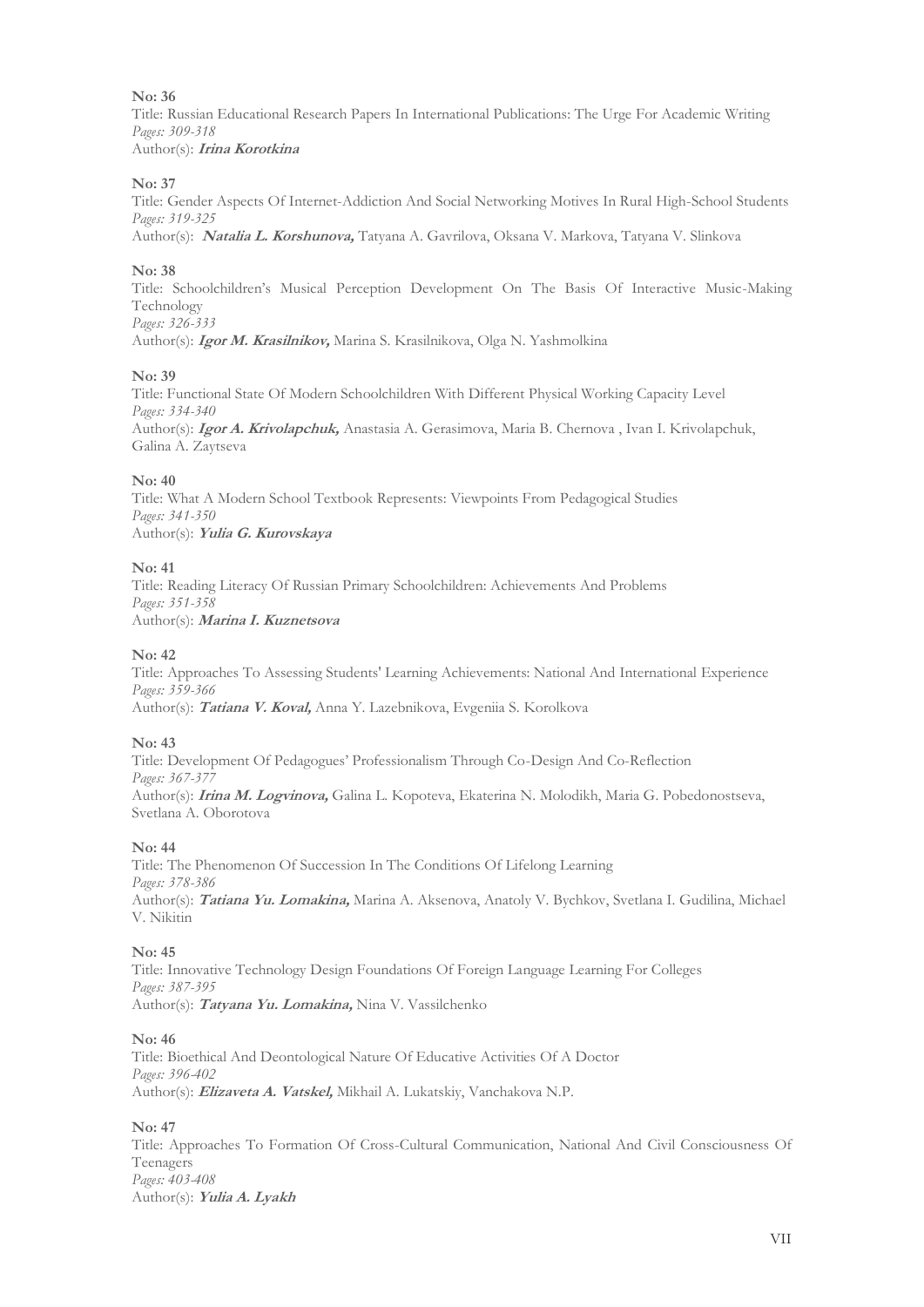**No: 36**
Title: Russian Educational Research Papers In International Publications: The Urge For Academic Writing
*Pages: 309-318*
Author(s): ***Irina Korotkina***

**No: 37**
Title: Gender Aspects Of Internet-Addiction And Social Networking Motives In Rural High-School Students
*Pages: 319-325*
Author(s): ***Natalia L. Korshunova,*** Tatyana A. Gavrilova, Oksana V. Markova, Tatyana V. Slinkova

**No: 38**
Title: Schoolchildren's Musical Perception Development On The Basis Of Interactive Music-Making Technology
*Pages: 326-333*
Author(s): ***Igor M. Krasilnikov,*** Marina S. Krasilnikova, Olga N. Yashmolkina

**No: 39**
Title: Functional State Of Modern Schoolchildren With Different Physical Working Capacity Level
*Pages: 334-340*
Author(s): ***Igor A. Krivolapchuk,*** Anastasia A. Gerasimova, Maria B. Chernova , Ivan I. Krivolapchuk, Galina A. Zaytseva

**No: 40**
Title: What A Modern School Textbook Represents: Viewpoints From Pedagogical Studies
*Pages: 341-350*
Author(s): ***Yulia G. Kurovskaya***

**No: 41**
Title: Reading Literacy Of Russian Primary Schoolchildren: Achievements And Problems
*Pages: 351-358*
Author(s): ***Marina I. Kuznetsova***

**No: 42**
Title: Approaches To Assessing Students' Learning Achievements: National And International Experience
*Pages: 359-366*
Author(s): ***Tatiana V. Koval,*** Anna Y. Lazebnikova, Evgeniia S. Korolkova

**No: 43**
Title: Development Of Pedagogues' Professionalism Through Co-Design And Co-Reflection
*Pages: 367-377*
Author(s): ***Irina M. Logvinova,*** Galina L. Kopoteva, Ekaterina N. Molodikh, Maria G. Pobedonostseva, Svetlana A. Oborotova

**No: 44**
Title: The Phenomenon Of Succession In The Conditions Of Lifelong Learning
*Pages: 378-386*
Author(s): ***Tatiana Yu. Lomakina,*** Marina A. Aksenova, Anatoly V. Bychkov, Svetlana I. Gudilina, Michael V. Nikitin

**No: 45**
Title: Innovative Technology Design Foundations Of Foreign Language Learning For Colleges
*Pages: 387-395*
Author(s): ***Tatyana Yu. Lomakina,*** Nina V. Vassilchenko

**No: 46**
Title: Bioethical And Deontological Nature Of Educative Activities Of A Doctor
*Pages: 396-402*
Author(s): ***Elizaveta A. Vatskel,*** Mikhail A. Lukatskiy, Vanchakova N.P.

**No: 47**
Title: Approaches To Formation Of Cross-Cultural Communication, National And Civil Consciousness Of Teenagers
*Pages: 403-408*
Author(s): ***Yulia A. Lyakh***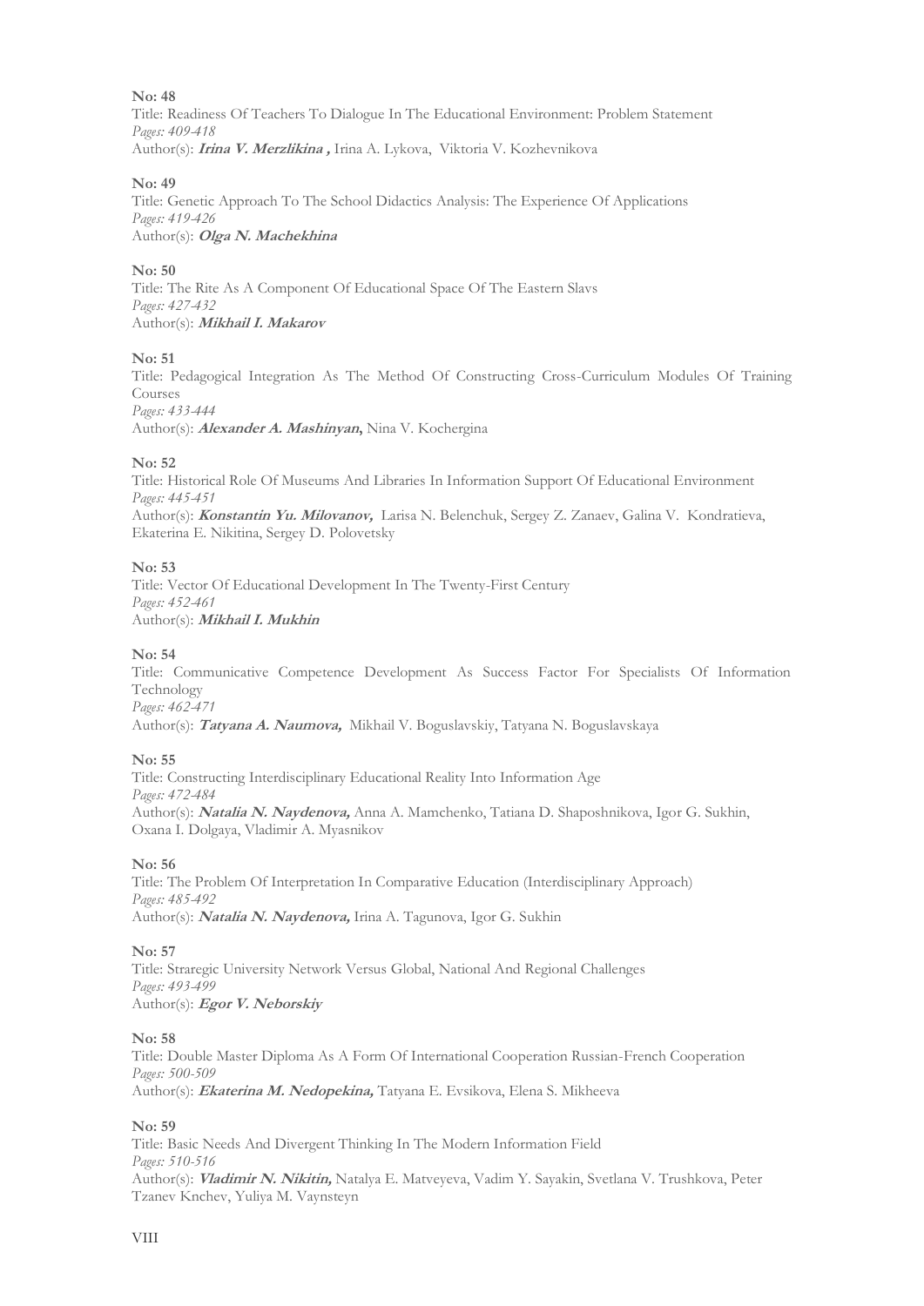**No: 48**
Title: Readiness Of Teachers To Dialogue In The Educational Environment: Problem Statement
*Pages: 409-418*
Author(s): ***Irina V. Merzlikina ,*** Irina A. Lykova, Viktoria V. Kozhevnikova

**No: 49**
Title: Genetic Approach To The School Didactics Analysis: The Experience Of Applications
*Pages: 419-426*
Author(s): ***Olga N. Machekhina***

**No: 50**
Title: The Rite As A Component Of Educational Space Of The Eastern Slavs
*Pages: 427-432*
Author(s): ***Mikhail I. Makarov***

**No: 51**
Title: Pedagogical Integration As The Method Of Constructing Cross-Curriculum Modules Of Training Courses
*Pages: 433-444*
Author(s): ***Alexander A. Mashinyan,*** Nina V. Kochergina

**No: 52**
Title: Historical Role Of Museums And Libraries In Information Support Of Educational Environment
*Pages: 445-451*
Author(s): ***Konstantin Yu. Milovanov,*** Larisa N. Belenchuk, Sergey Z. Zanaev, Galina V. Kondratieva, Ekaterina E. Nikitina, Sergey D. Polovetsky

**No: 53**
Title: Vector Of Educational Development In The Twenty-First Century
*Pages: 452-461*
Author(s): ***Mikhail I. Mukhin***

**No: 54**
Title: Communicative Competence Development As Success Factor For Specialists Of Information Technology
*Pages: 462-471*
Author(s): ***Tatyana A. Naumova,*** Mikhail V. Boguslavskiy, Tatyana N. Boguslavskaya

**No: 55**
Title: Constructing Interdisciplinary Educational Reality Into Information Age
*Pages: 472-484*
Author(s): ***Natalia N. Naydenova,*** Anna A. Mamchenko, Tatiana D. Shaposhnikova, Igor G. Sukhin, Oxana I. Dolgaya, Vladimir A. Myasnikov

**No: 56**
Title: The Problem Of Interpretation In Comparative Education (Interdisciplinary Approach)
*Pages: 485-492*
Author(s): ***Natalia N. Naydenova,*** Irina A. Tagunova, Igor G. Sukhin

**No: 57**
Title: Straregic University Network Versus Global, National And Regional Challenges
*Pages: 493-499*
Author(s): ***Egor V. Neborskiy***

**No: 58**
Title: Double Master Diploma As A Form Of International Cooperation Russian-French Cooperation
*Pages: 500-509*
Author(s): ***Ekaterina M. Nedopekina,*** Tatyana E. Evsikova, Elena S. Mikheeva

**No: 59**
Title: Basic Needs And Divergent Thinking In The Modern Information Field
*Pages: 510-516*
Author(s): ***Vladimir N. Nikitin,*** Natalya E. Matveyeva, Vadim Y. Sayakin, Svetlana V. Trushkova, Peter Tzanev Knchev, Yuliya M. Vaynsteyn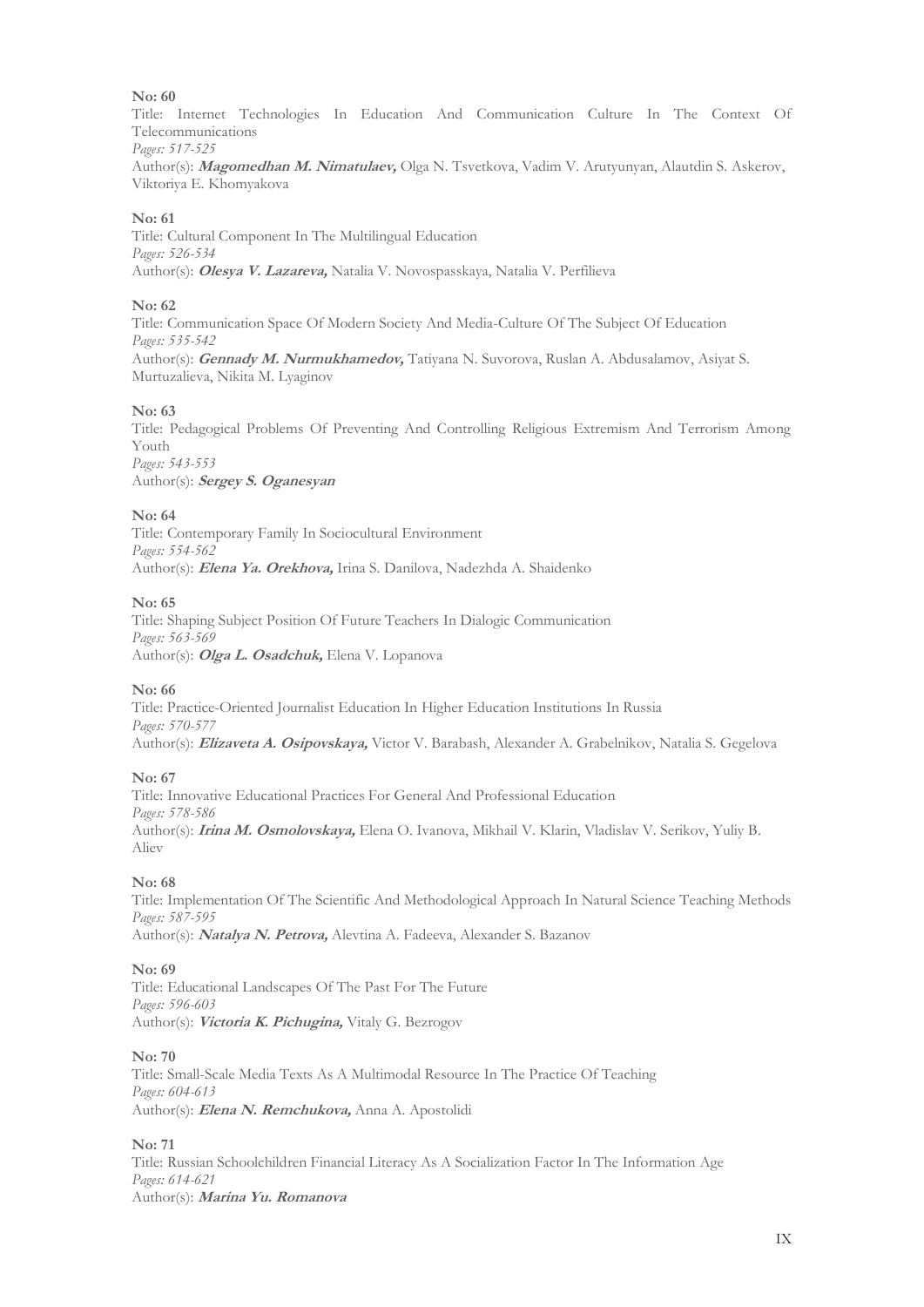**No: 60**

Title: Internet Technologies In Education And Communication Culture In The Context Of Telecommunications

*Pages: 517-525*

Author(s): ***Magomedhan M. Nimatulaev,*** Olga N. Tsvetkova, Vadim V. Arutyunyan, Alautdin S. Askerov, Viktoriya E. Khomyakova

**No: 61**

Title: Cultural Component In The Multilingual Education

*Pages: 526-534*

Author(s): ***Olesya V. Lazareva,*** Natalia V. Novospasskaya, Natalia V. Perfilieva

**No: 62**

Title: Communication Space Of Modern Society And Media-Culture Of The Subject Of Education

*Pages: 535-542*

Author(s): ***Gennady M. Nurmukhamedov,*** Tatiyana N. Suvorova, Ruslan A. Abdusalamov, Asiyat S. Murtuzalieva, Nikita M. Lyaginov

**No: 63**

Title: Pedagogical Problems Of Preventing And Controlling Religious Extremism And Terrorism Among Youth

*Pages: 543-553*

Author(s): ***Sergey S. Oganesyan***

**No: 64**

Title: Contemporary Family In Sociocultural Environment

*Pages: 554-562*

Author(s): ***Elena Ya. Orekhova,*** Irina S. Danilova, Nadezhda A. Shaidenko

**No: 65**

Title: Shaping Subject Position Of Future Teachers In Dialogic Communication

*Pages: 563-569*

Author(s): ***Olga L. Osadchuk,*** Elena V. Lopanova

**No: 66**

Title: Practice-Oriented Journalist Education In Higher Education Institutions In Russia

*Pages: 570-577*

Author(s): ***Elizaveta A. Osipovskaya,*** Victor V. Barabash, Alexander A. Grabelnikov, Natalia S. Gegelova

**No: 67**

Title: Innovative Educational Practices For General And Professional Education

*Pages: 578-586*

Author(s): ***Irina M. Osmolovskaya,*** Elena O. Ivanova, Mikhail V. Klarin, Vladislav V. Serikov, Yuliy B. Aliev

**No: 68**

Title: Implementation Of The Scientific And Methodological Approach In Natural Science Teaching Methods

*Pages: 587-595*

Author(s): ***Natalya N. Petrova,*** Alevtina A. Fadeeva, Alexander S. Bazanov

**No: 69**

Title: Educational Landscapes Of The Past For The Future

*Pages: 596-603*

Author(s): ***Victoria K. Pichugina,*** Vitaly G. Bezrogov

**No: 70**

Title: Small-Scale Media Texts As A Multimodal Resource In The Practice Of Teaching

*Pages: 604-613*

Author(s): ***Elena N. Remchukova,*** Anna A. Apostolidi

**No: 71**

Title: Russian Schoolchildren Financial Literacy As A Socialization Factor In The Information Age

*Pages: 614-621*

Author(s): ***Marina Yu. Romanova***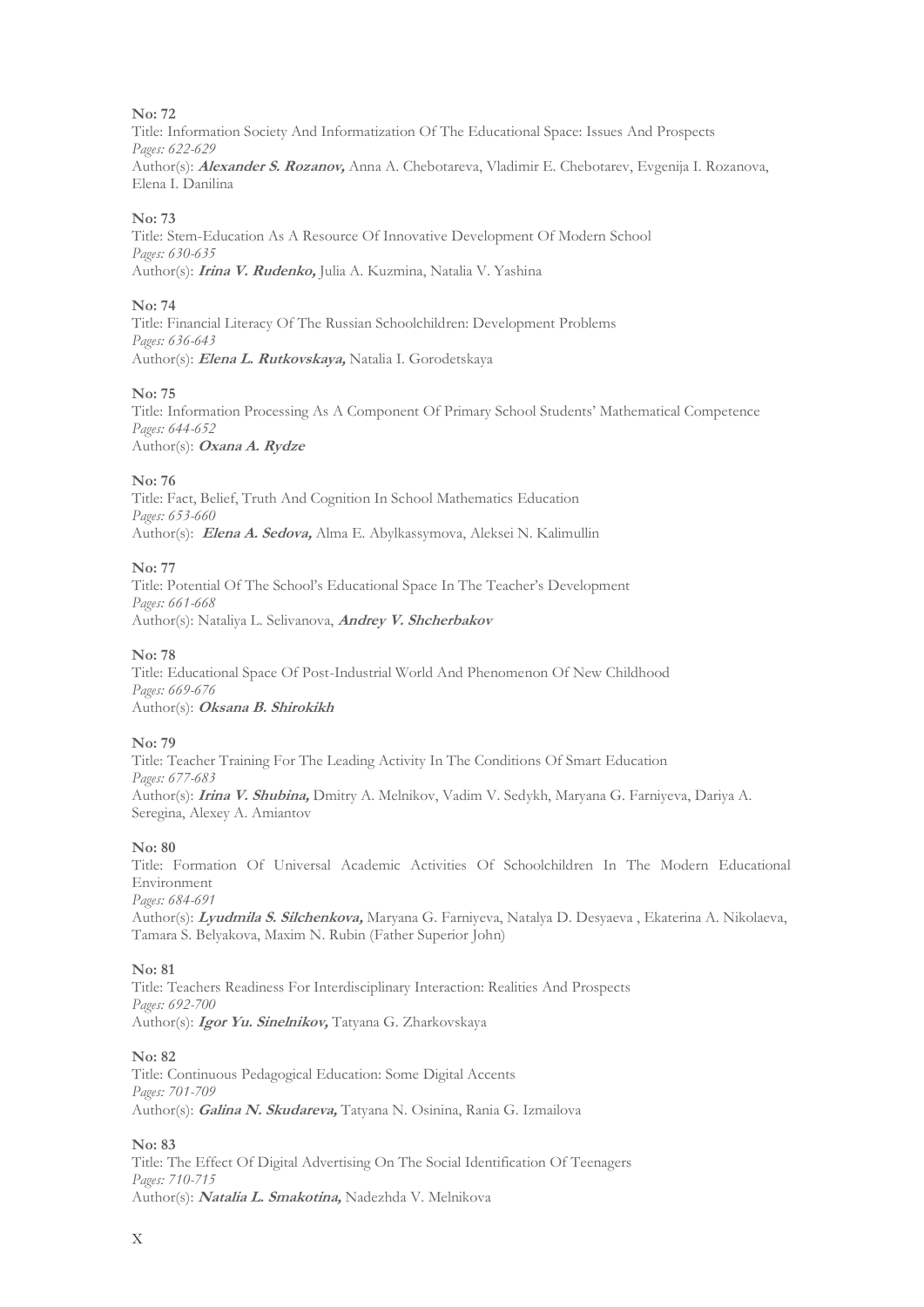**No: 72**

Title: Information Society And Informatization Of The Educational Space: Issues And Prospects
*Pages: 622-629*
Author(s): ***Alexander S. Rozanov,*** Anna A. Chebotareva, Vladimir E. Chebotarev, Evgenija I. Rozanova, Elena I. Danilina

**No: 73**

Title: Stem-Education As A Resource Of Innovative Development Of Modern School
*Pages: 630-635*
Author(s): ***Irina V. Rudenko,*** Julia A. Kuzmina, Natalia V. Yashina

**No: 74**

Title: Financial Literacy Of The Russian Schoolchildren: Development Problems
*Pages: 636-643*
Author(s): ***Elena L. Rutkovskaya,*** Natalia I. Gorodetskaya

**No: 75**

Title: Information Processing As A Component Of Primary School Students' Mathematical Competence
*Pages: 644-652*
Author(s): ***Oxana A. Rydze***

**No: 76**

Title: Fact, Belief, Truth And Cognition In School Mathematics Education
*Pages: 653-660*
Author(s): ***Elena A. Sedova,*** Alma E. Abylkassymova, Aleksei N. Kalimullin

**No: 77**

Title: Potential Of The School's Educational Space In The Teacher's Development
*Pages: 661-668*
Author(s): Nataliya L. Selivanova, ***Andrey V. Shcherbakov***

**No: 78**

Title: Educational Space Of Post-Industrial World And Phenomenon Of New Childhood
*Pages: 669-676*
Author(s): ***Oksana B. Shirokikh***

**No: 79**

Title: Teacher Training For The Leading Activity In The Conditions Of Smart Education
*Pages: 677-683*
Author(s): ***Irina V. Shubina,*** Dmitry A. Melnikov, Vadim V. Sedykh, Maryana G. Farniyeva, Dariya A. Seregina, Alexey A. Amiantov

**No: 80**

Title: Formation Of Universal Academic Activities Of Schoolchildren In The Modern Educational Environment
*Pages: 684-691*
Author(s): ***Lyudmila S. Silchenkova,*** Maryana G. Farniyeva, Natalya D. Desyaeva , Ekaterina A. Nikolaeva, Tamara S. Belyakova, Maxim N. Rubin (Father Superior John)

**No: 81**

Title: Teachers Readiness For Interdisciplinary Interaction: Realities And Prospects
*Pages: 692-700*
Author(s): ***Igor Yu. Sinelnikov,*** Tatyana G. Zharkovskaya

**No: 82**

Title: Continuous Pedagogical Education: Some Digital Accents
*Pages: 701-709*
Author(s): ***Galina N. Skudareva,*** Tatyana N. Osinina, Rania G. Izmailova

**No: 83**

Title: The Effect Of Digital Advertising On The Social Identification Of Teenagers
*Pages: 710-715*
Author(s): ***Natalia L. Smakotina,*** Nadezhda V. Melnikova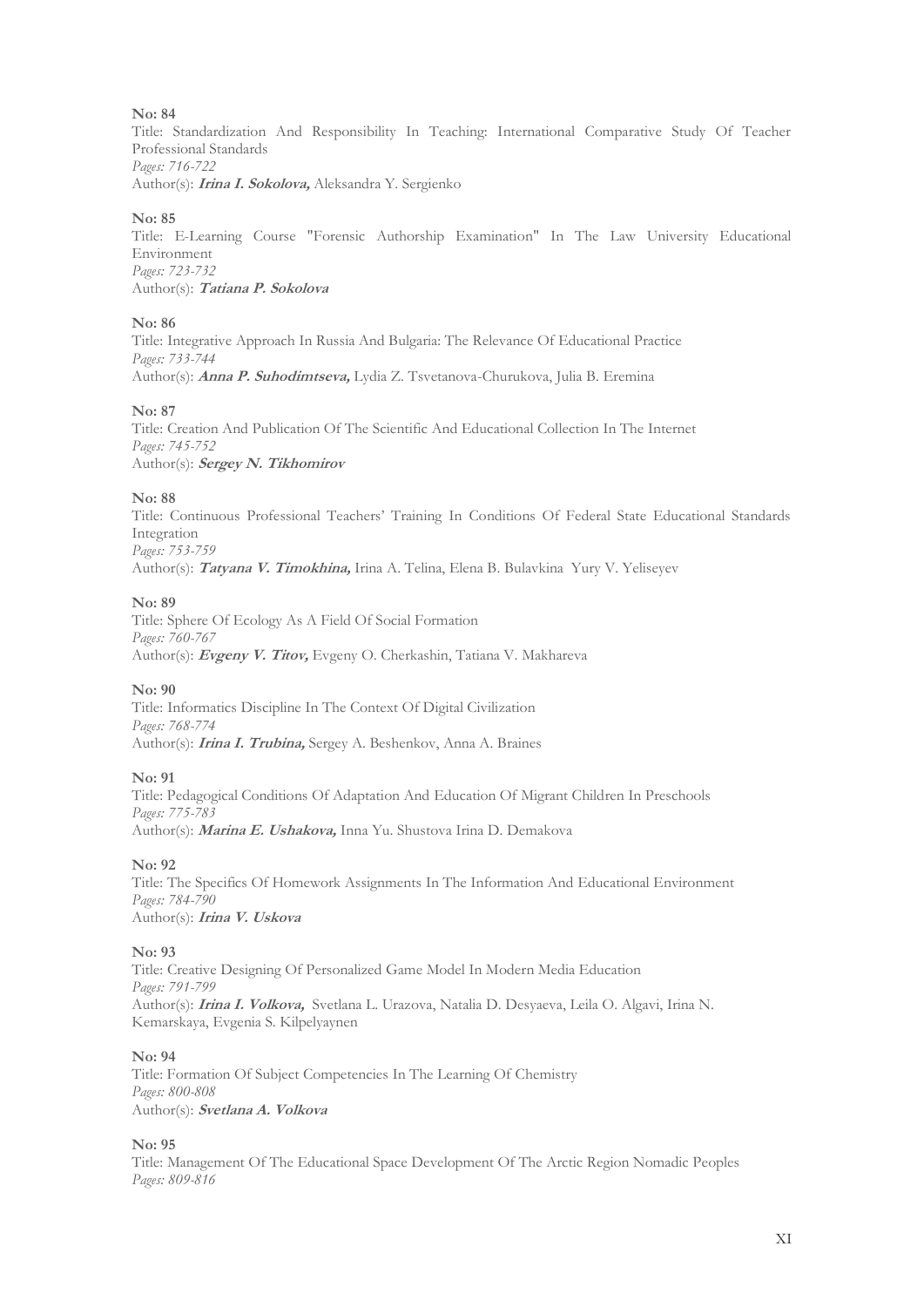**No: 84**

Title: Standardization And Responsibility In Teaching: International Comparative Study Of Teacher Professional Standards

*Pages: 716-722*

Author(s): ***Irina I. Sokolova,*** Aleksandra Y. Sergienko

**No: 85**

Title: E-Learning Course "Forensic Authorship Examination" In The Law University Educational Environment

*Pages: 723-732*

Author(s): ***Tatiana P. Sokolova***

**No: 86**

Title: Integrative Approach In Russia And Bulgaria: The Relevance Of Educational Practice

*Pages: 733-744*

Author(s): ***Anna P. Suhodimtseva,*** Lydia Z. Tsvetanova-Churukova, Julia B. Eremina

**No: 87**

Title: Creation And Publication Of The Scientific And Educational Collection In The Internet

*Pages: 745-752*

Author(s): ***Sergey N. Tikhomirov***

**No: 88**

Title: Continuous Professional Teachers' Training In Conditions Of Federal State Educational Standards Integration

*Pages: 753-759*

Author(s): ***Tatyana V. Timokhina,*** Irina A. Telina, Elena B. Bulavkina Yury V. Yeliseyev

**No: 89**

Title: Sphere Of Ecology As A Field Of Social Formation

*Pages: 760-767*

Author(s): ***Evgeny V. Titov,*** Evgeny O. Cherkashin, Tatiana V. Makhareva

**No: 90**

Title: Informatics Discipline In The Context Of Digital Civilization

*Pages: 768-774*

Author(s): ***Irina I. Trubina,*** Sergey A. Beshenkov, Anna A. Braines

**No: 91**

Title: Pedagogical Conditions Of Adaptation And Education Of Migrant Children In Preschools

*Pages: 775-783*

Author(s): ***Marina E. Ushakova,*** Inna Yu. Shustova Irina D. Demakova

**No: 92**

Title: The Specifics Of Homework Assignments In The Information And Educational Environment

*Pages: 784-790*

Author(s): ***Irina V. Uskova***

**No: 93**

Title: Creative Designing Of Personalized Game Model In Modern Media Education

*Pages: 791-799*

Author(s): ***Irina I. Volkova,*** Svetlana L. Urazova, Natalia D. Desyaeva, Leila O. Algavi, Irina N. Kemarskaya, Evgenia S. Kilpelyaynen

**No: 94**

Title: Formation Of Subject Competencies In The Learning Of Chemistry

*Pages: 800-808*

Author(s): ***Svetlana A. Volkova***

**No: 95**

Title: Management Of The Educational Space Development Of The Arctic Region Nomadic Peoples

*Pages: 809-816*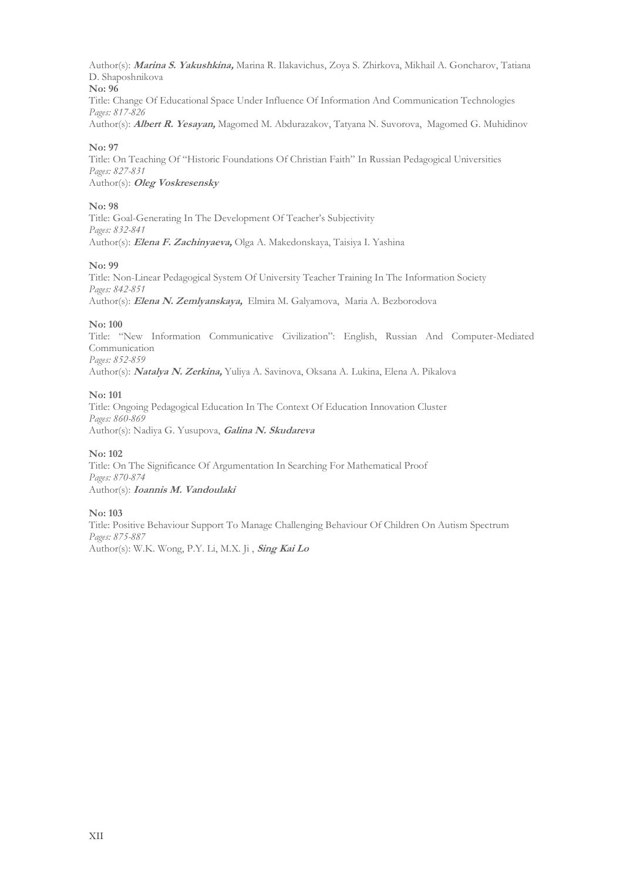Author(s): ***Marina S. Yakushkina,*** Marina R. Ilakavichus, Zoya S. Zhirkova, Mikhail A. Goncharov, Tatiana D. Shaposhnikova

**No: 96**

Title: Change Of Educational Space Under Influence Of Information And Communication Technologies

*Pages: 817-826*

Author(s): ***Albert R. Yesayan,*** Magomed M. Abdurazakov, Tatyana N. Suvorova, Magomed G. Muhidinov

**No: 97**

Title: On Teaching Of "Historic Foundations Of Christian Faith" In Russian Pedagogical Universities

*Pages: 827-831*

Author(s): ***Oleg Voskresensky***

**No: 98**

Title: Goal-Generating In The Development Of Teacher's Subjectivity

*Pages: 832-841*

Author(s): ***Elena F. Zachinyaeva,*** Olga A. Makedonskaya, Taisiya I. Yashina

**No: 99**

Title: Non-Linear Pedagogical System Of University Teacher Training In The Information Society

*Pages: 842-851*

Author(s): ***Elena N. Zemlyanskaya,*** Elmira M. Galyamova, Maria A. Bezborodova

**No: 100**

Title: "New Information Communicative Civilization": English, Russian And Computer-Mediated Communication

*Pages: 852-859*

Author(s): ***Natalya N. Zerkina,*** Yuliya A. Savinova, Oksana A. Lukina, Elena A. Pikalova

**No: 101**

Title: Ongoing Pedagogical Education In The Context Of Education Innovation Cluster

*Pages: 860-869*

Author(s): Nadiya G. Yusupova, ***Galina N. Skudareva***

**No: 102**

Title: On The Significance Of Argumentation In Searching For Mathematical Proof

*Pages: 870-874*

Author(s): ***Ioannis M. Vandoulaki***

**No: 103**

Title: Positive Behaviour Support To Manage Challenging Behaviour Of Children On Autism Spectrum

*Pages: 875-887*

Author(s): W.K. Wong, P.Y. Li, M.X. Ji , ***Sing Kai Lo***